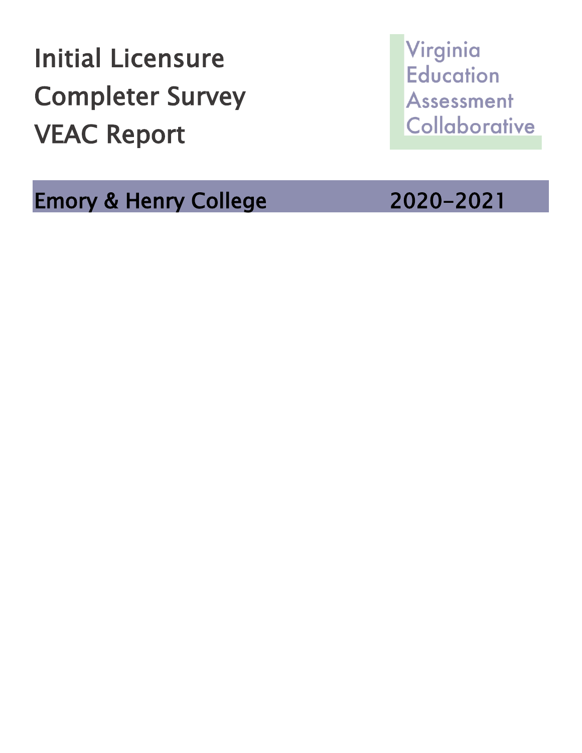# Initial Licensure Completer Survey VEAC Report

Virginia Education Assessment Collaborative

## Emory & Henry College 2020-2021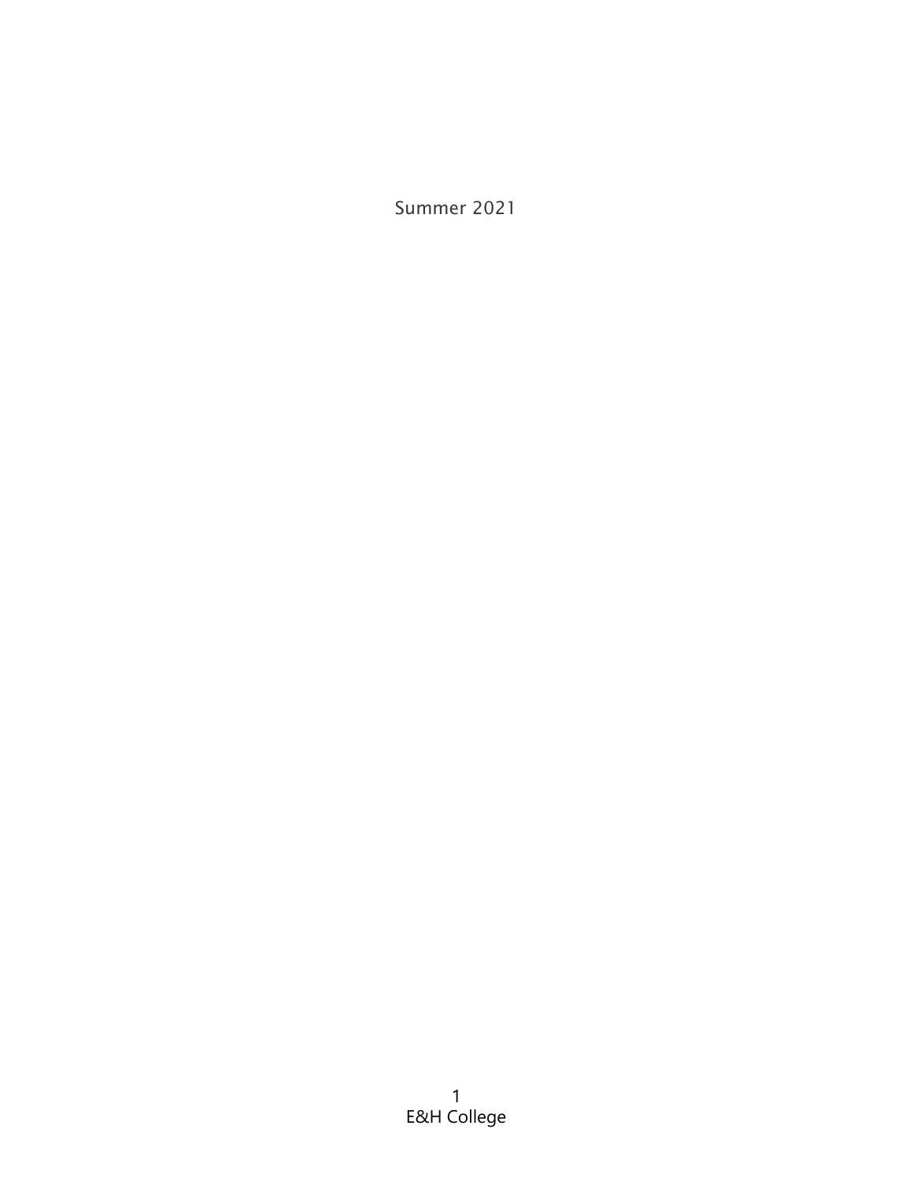Summer 2021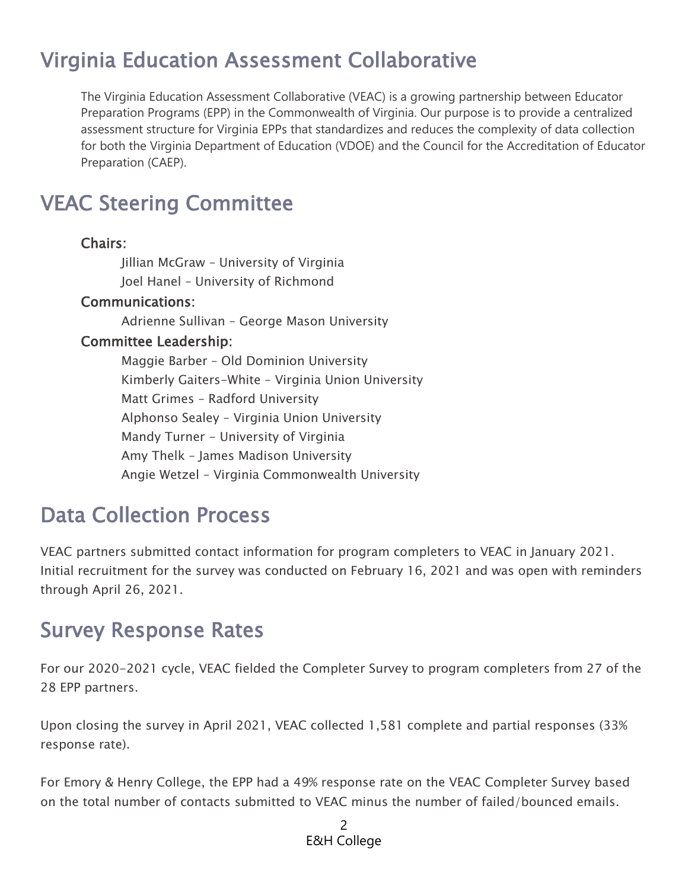# Virginia Education Assessment Collaborative

The Virginia Education Assessment Collaborative (VEAC) is a growing partnership between Educator Preparation Programs (EPP) in the Commonwealth of Virginia. Our purpose is to provide a centralized assessment structure for Virginia EPPs that standardizes and reduces the complexity of data collection for both the Virginia Department of Education (VDOE) and the Council for the Accreditation of Educator Preparation (CAEP).

# VEAC Steering Committee

**Chairs:**

Jillian McGraw – University of Virginia
Joel Hanel – University of Richmond

**Communications:**

Adrienne Sullivan – George Mason University

**Committee Leadership:**

Maggie Barber – Old Dominion University
Kimberly Gaiters-White – Virginia Union University
Matt Grimes – Radford University
Alphonso Sealey – Virginia Union University
Mandy Turner – University of Virginia
Amy Thelk – James Madison University
Angie Wetzel – Virginia Commonwealth University

# Data Collection Process

VEAC partners submitted contact information for program completers to VEAC in January 2021. Initial recruitment for the survey was conducted on February 16, 2021 and was open with reminders through April 26, 2021.

# Survey Response Rates

For our 2020-2021 cycle, VEAC fielded the Completer Survey to program completers from 27 of the 28 EPP partners.

Upon closing the survey in April 2021, VEAC collected 1,581 complete and partial responses (33% response rate).

For Emory & Henry College, the EPP had a 49% response rate on the VEAC Completer Survey based on the total number of contacts submitted to VEAC minus the number of failed/bounced emails.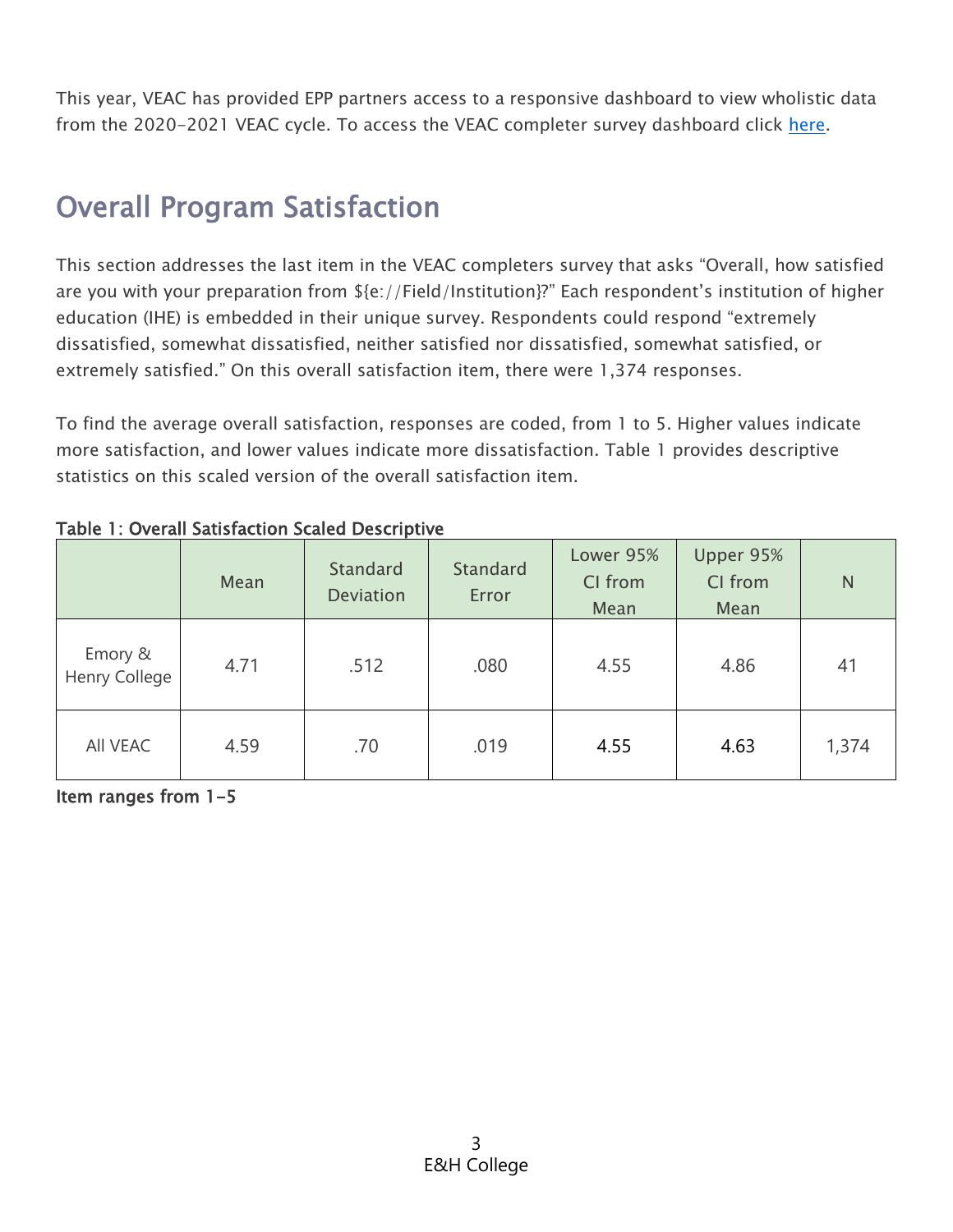This year, VEAC has provided EPP partners access to a responsive dashboard to view wholistic data from the 2020-2021 VEAC cycle. To access the VEAC completer survey dashboard click here.

## Overall Program Satisfaction

This section addresses the last item in the VEAC completers survey that asks "Overall, how satisfied are you with your preparation from ${e://Field/Institution}?" Each respondent's institution of higher education (IHE) is embedded in their unique survey. Respondents could respond "extremely dissatisfied, somewhat dissatisfied, neither satisfied nor dissatisfied, somewhat satisfied, or extremely satisfied." On this overall satisfaction item, there were 1,374 responses.

To find the average overall satisfaction, responses are coded, from 1 to 5. Higher values indicate more satisfaction, and lower values indicate more dissatisfaction. Table 1 provides descriptive statistics on this scaled version of the overall satisfaction item.

**Table 1: Overall Satisfaction Scaled Descriptive**

| | Mean | Standard Deviation | Standard Error | Lower 95% CI from Mean | Upper 95% CI from Mean | N |
|---|---|---|---|---|---|---|
| Emory & Henry College | 4.71 | .512 | .080 | 4.55 | 4.86 | 41 |
| All VEAC | 4.59 | .70 | .019 | 4.55 | 4.63 | 1,374 |

**Item ranges from 1-5**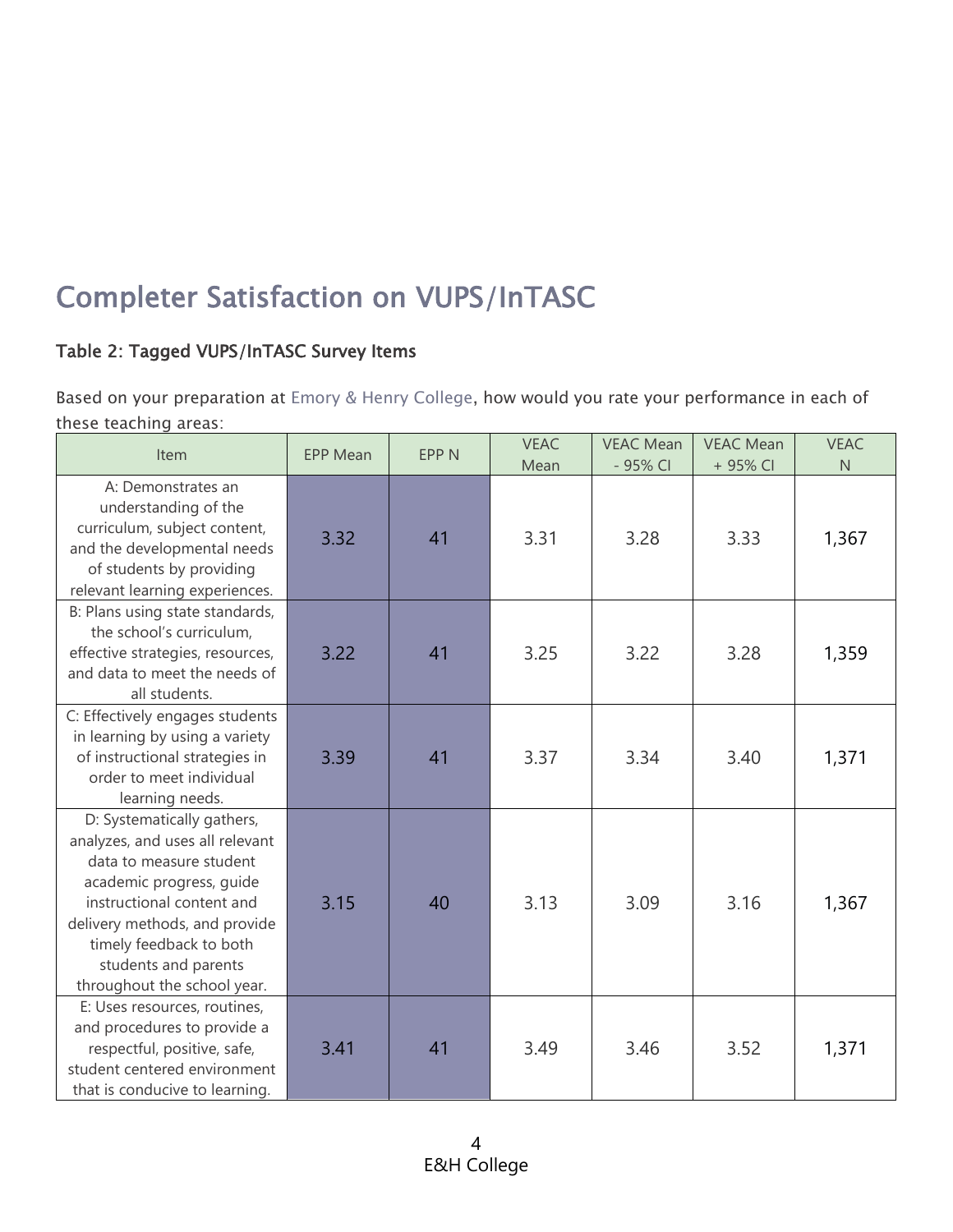## Completer Satisfaction on VUPS/InTASC

### Table 2: Tagged VUPS/InTASC Survey Items

Based on your preparation at Emory & Henry College, how would you rate your performance in each of these teaching areas:

| Item | EPP Mean | EPP N | VEAC Mean | VEAC Mean - 95% CI | VEAC Mean + 95% CI | VEAC N |
|---|---|---|---|---|---|---|
| A: Demonstrates an understanding of the curriculum, subject content, and the developmental needs of students by providing relevant learning experiences. | 3.32 | 41 | 3.31 | 3.28 | 3.33 | 1,367 |
| B: Plans using state standards, the school's curriculum, effective strategies, resources, and data to meet the needs of all students. | 3.22 | 41 | 3.25 | 3.22 | 3.28 | 1,359 |
| C: Effectively engages students in learning by using a variety of instructional strategies in order to meet individual learning needs. | 3.39 | 41 | 3.37 | 3.34 | 3.40 | 1,371 |
| D: Systematically gathers, analyzes, and uses all relevant data to measure student academic progress, guide instructional content and delivery methods, and provide timely feedback to both students and parents throughout the school year. | 3.15 | 40 | 3.13 | 3.09 | 3.16 | 1,367 |
| E: Uses resources, routines, and procedures to provide a respectful, positive, safe, student centered environment that is conducive to learning. | 3.41 | 41 | 3.49 | 3.46 | 3.52 | 1,371 |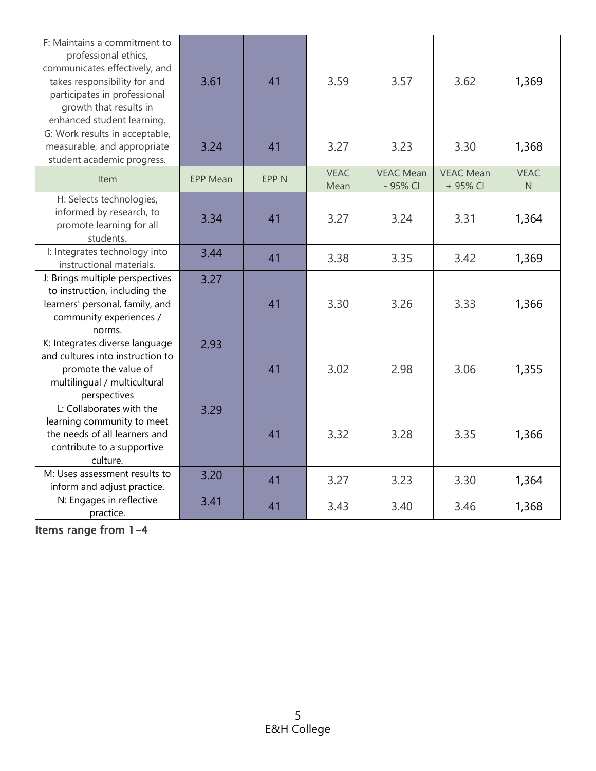| | | | | | | |
|---|---|---|---|---|---|---|
| F: Maintains a commitment to professional ethics, communicates effectively, and takes responsibility for and participates in professional growth that results in enhanced student learning. | 3.61 | 41 | 3.59 | 3.57 | 3.62 | 1,369 |
| G: Work results in acceptable, measurable, and appropriate student academic progress. | 3.24 | 41 | 3.27 | 3.23 | 3.30 | 1,368 |
| Item | EPP Mean | EPP N | VEAC Mean | VEAC Mean - 95% CI | VEAC Mean + 95% CI | VEAC N |
| H: Selects technologies, informed by research, to promote learning for all students. | 3.34 | 41 | 3.27 | 3.24 | 3.31 | 1,364 |
| I: Integrates technology into instructional materials. | 3.44 | 41 | 3.38 | 3.35 | 3.42 | 1,369 |
| J: Brings multiple perspectives to instruction, including the learners' personal, family, and community experiences / norms. | 3.27 | 41 | 3.30 | 3.26 | 3.33 | 1,366 |
| K: Integrates diverse language and cultures into instruction to promote the value of multilingual / multicultural perspectives | 2.93 | 41 | 3.02 | 2.98 | 3.06 | 1,355 |
| L: Collaborates with the learning community to meet the needs of all learners and contribute to a supportive culture. | 3.29 | 41 | 3.32 | 3.28 | 3.35 | 1,366 |
| M: Uses assessment results to inform and adjust practice. | 3.20 | 41 | 3.27 | 3.23 | 3.30 | 1,364 |
| N: Engages in reflective practice. | 3.41 | 41 | 3.43 | 3.40 | 3.46 | 1,368 |

**Items range from 1-4**